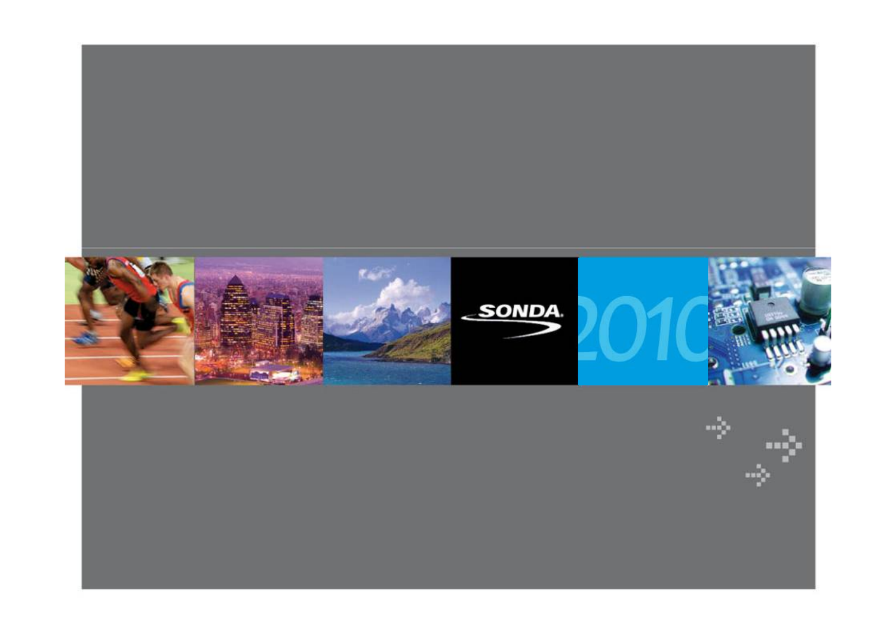SONDA

2010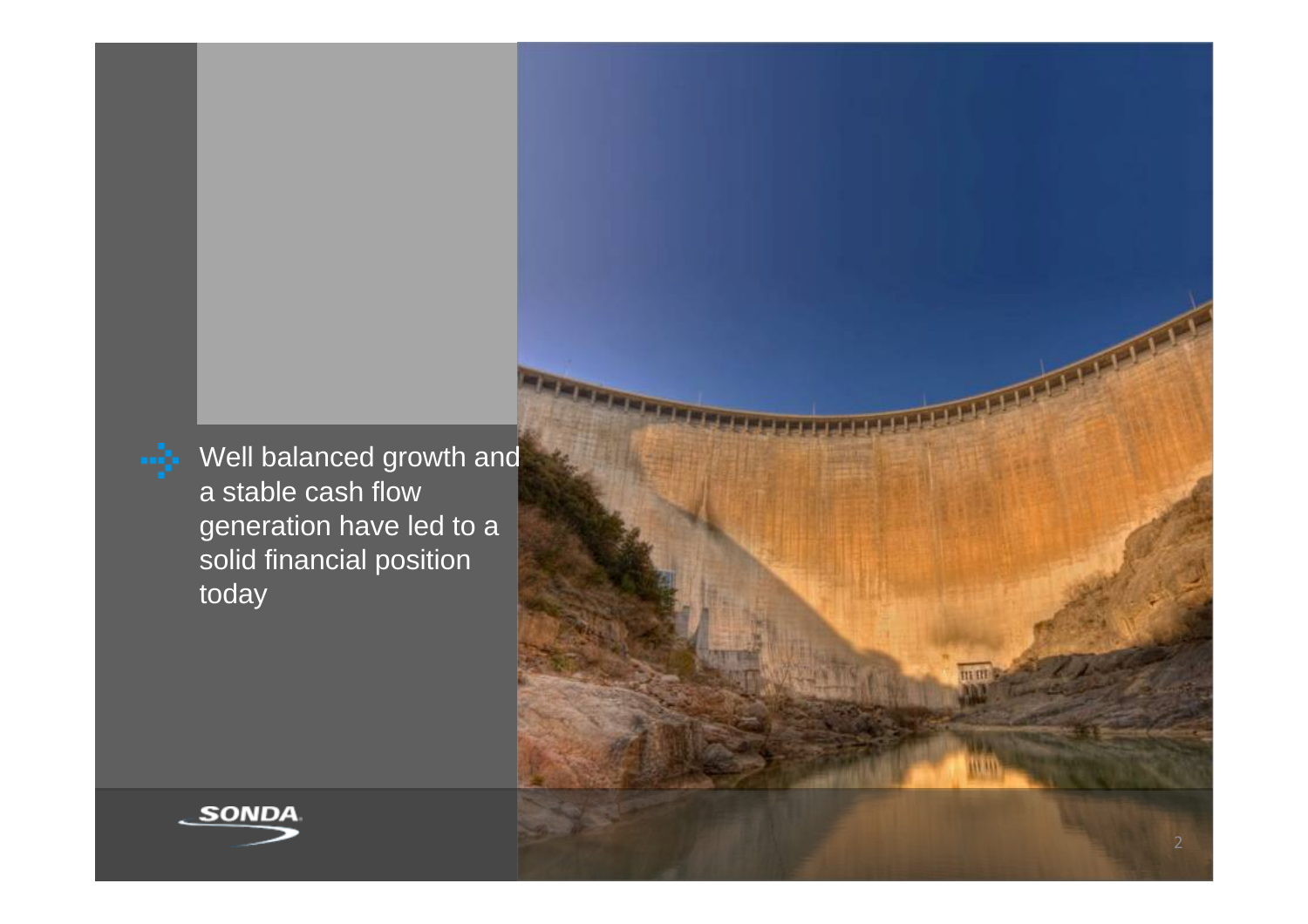- Well balanced growth and a stable cash flow generation have led to a solid financial position today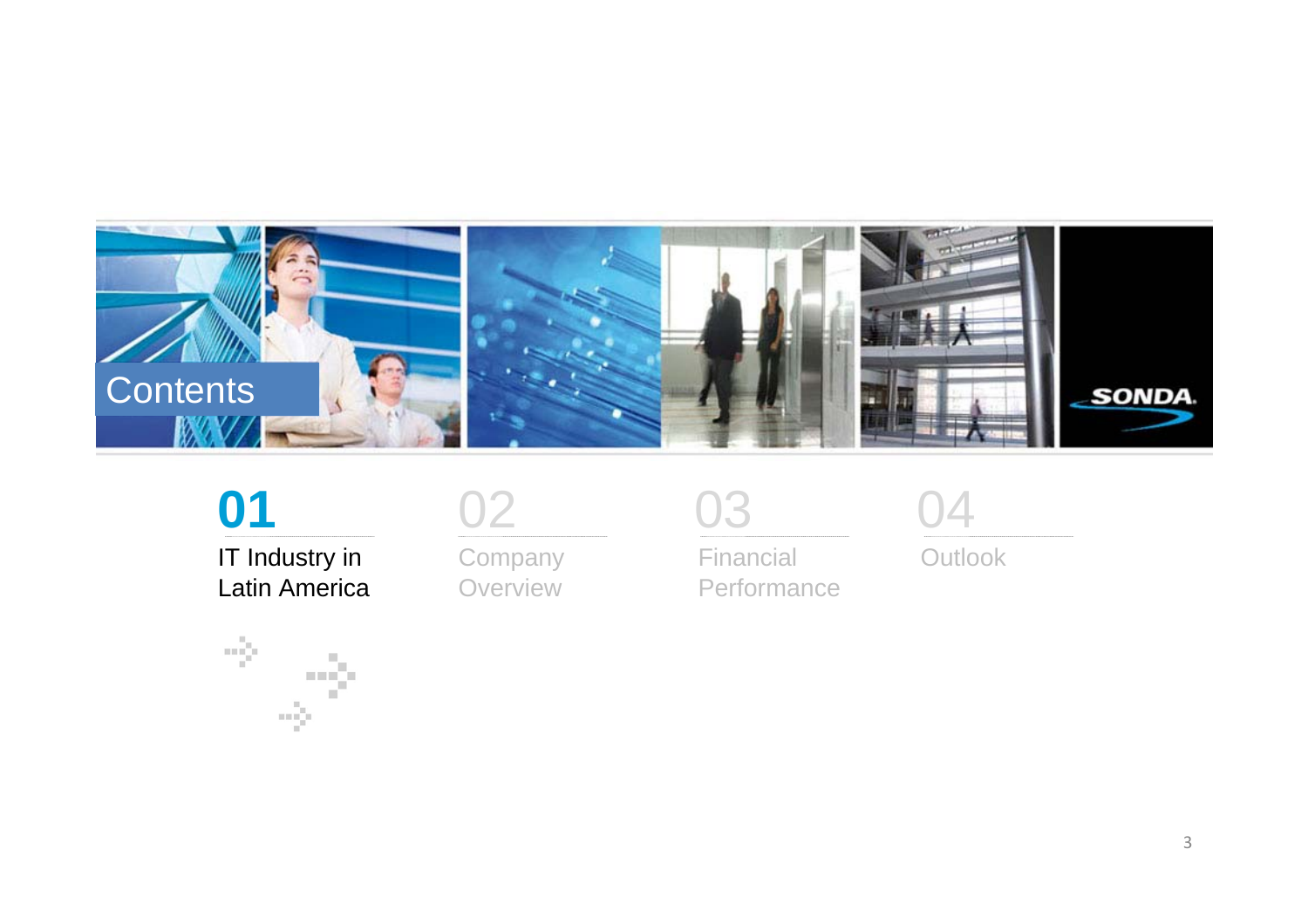# Contents

**01** IT Industry in Latin America

02 Company Overview

03 Financial Performance

04 Outlook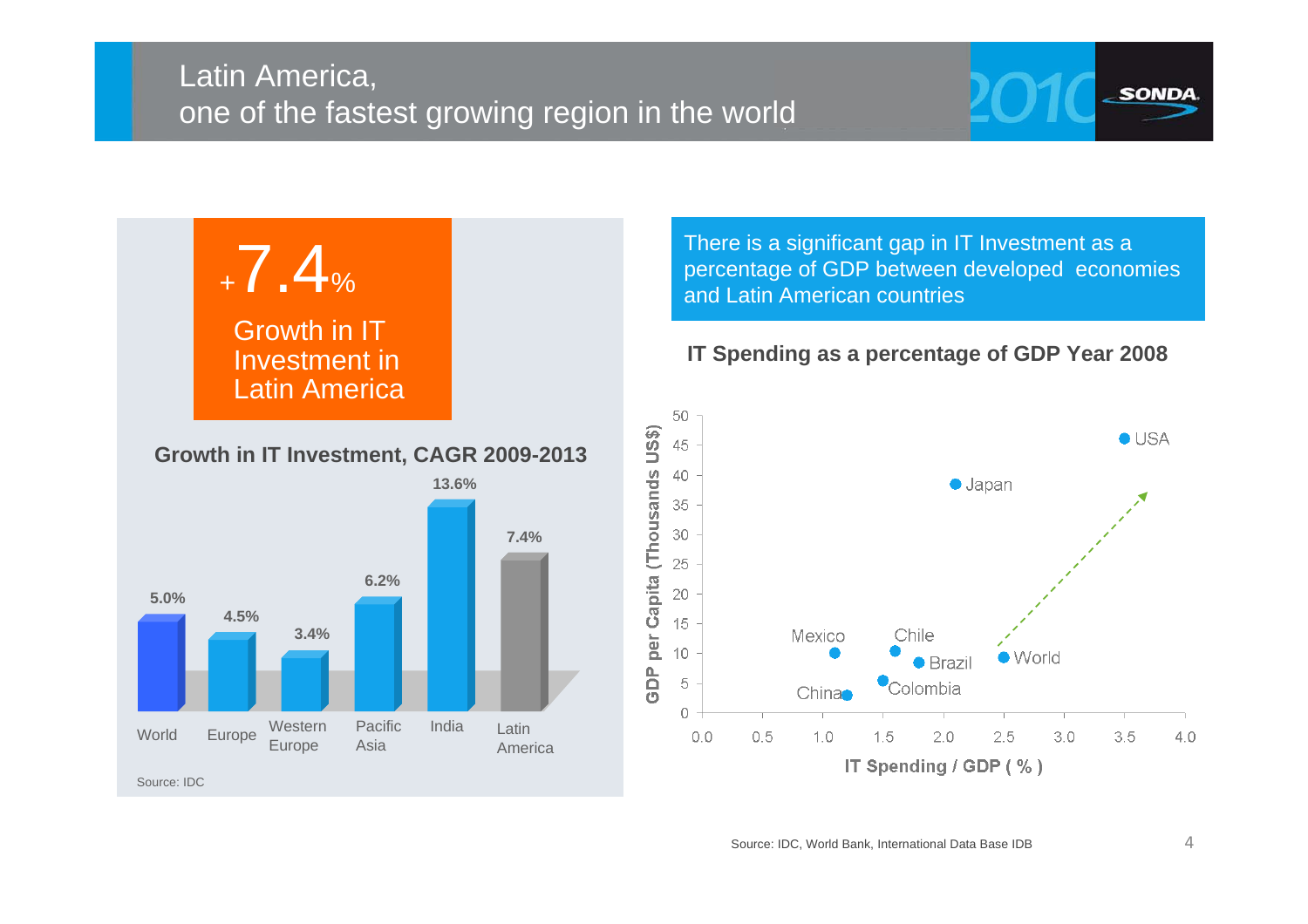# Latin America, one of the fastest growing region in the world

**+7.4%**

Growth in IT Investment in Latin America

**Growth in IT Investment, CAGR 2009-2013**

| Region | CAGR |
|---|---|
| World | 5.0% |
| Europe | 4.5% |
| Western Europe | 3.4% |
| Pacific Asia | 6.2% |
| India | 13.6% |
| Latin America | 7.4% |

Source: IDC

There is a significant gap in IT Investment as a percentage of GDP between developed economies and Latin American countries

**IT Spending as a percentage of GDP Year 2008**

| Country | IT Spending / GDP (%) | GDP per Capita (Thousands US$) |
|---|---|---|
| USA | 3.5 | 46 |
| Japan | 2.1 | 38 |
| Mexico | 1.1 | 10 |
| Chile | 1.6 | 10.5 |
| Brazil | 1.8 | 8.5 |
| World | 2.5 | 9.5 |
| Colombia | 1.5 | 5.5 |
| China | 1.2 | 3 |

Source: IDC, World Bank, International Data Base IDB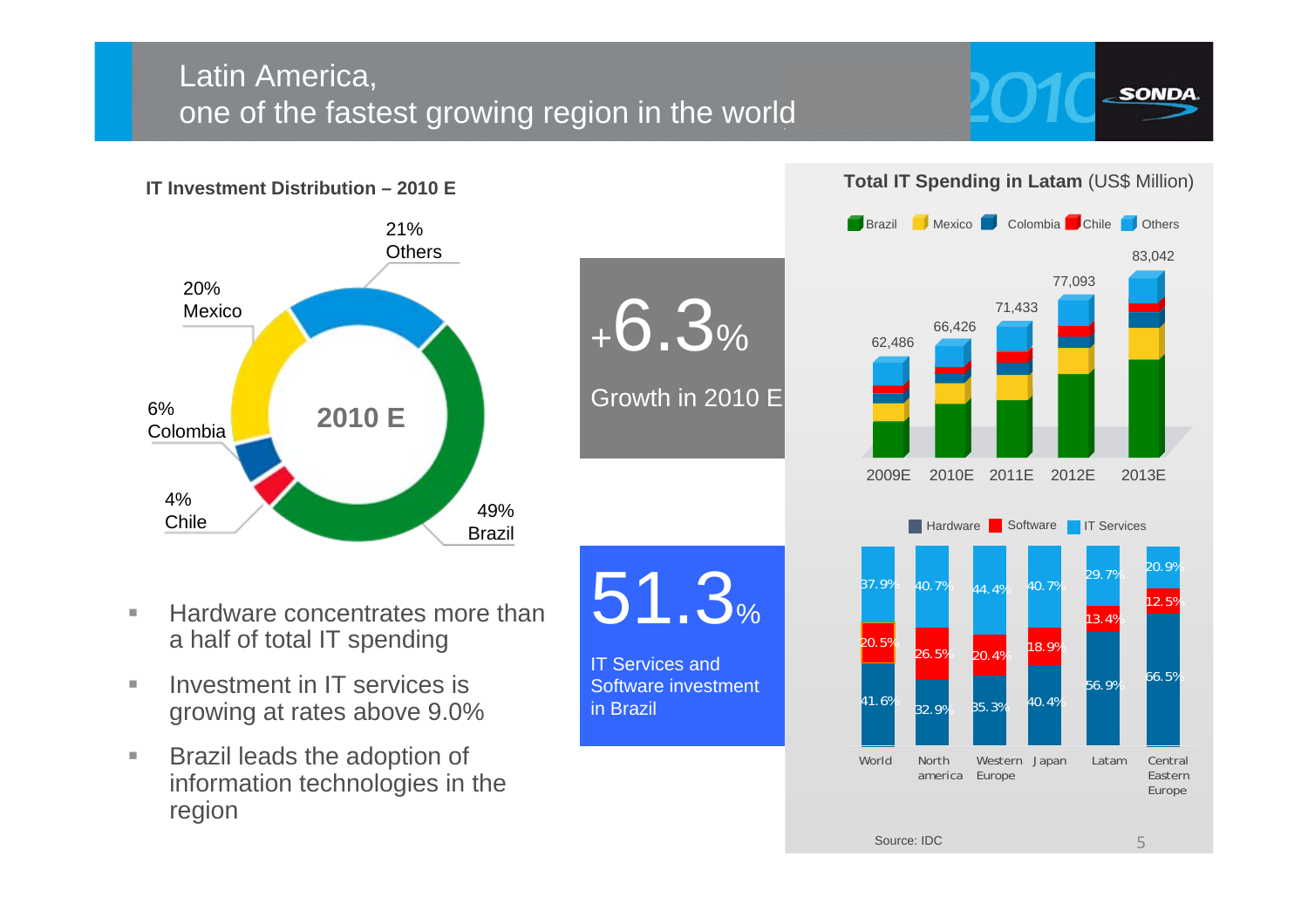# Latin America, one of the fastest growing region in the world

**IT Investment Distribution – 2010 E**

2010 E

| Country | Share |
|---|---|
| Others | 21% |
| Mexico | 20% |
| Colombia | 6% |
| Chile | 4% |
| Brazil | 49% |

+6.3%

Growth in 2010 E

51.3%

IT Services and Software investment in Brazil

- Hardware concentrates more than a half of total IT spending
- Investment in IT services is growing at rates above 9.0%
- Brazil leads the adoption of information technologies in the region

**Total IT Spending in Latam** (US$ Million)

Brazil, Mexico, Colombia, Chile, Others

| 2009E | 2010E | 2011E | 2012E | 2013E |
|---|---|---|---|---|
| 62,486 | 66,426 | 71,433 | 77,093 | 83,042 |

| | World | North america | Western Europe | Japan | Latam | Central Eastern Europe |
|---|---|---|---|---|---|---|
| IT Services | 37.9% | 40.7% | 44.4% | 40.7% | 29.7% | 20.9% |
| Software | 20.5% | 26.5% | 20.4% | 18.9% | 13.4% | 12.5% |
| Hardware | 41.6% | 32.9% | 35.3% | 40.4% | 56.9% | 66.5% |

Source: IDC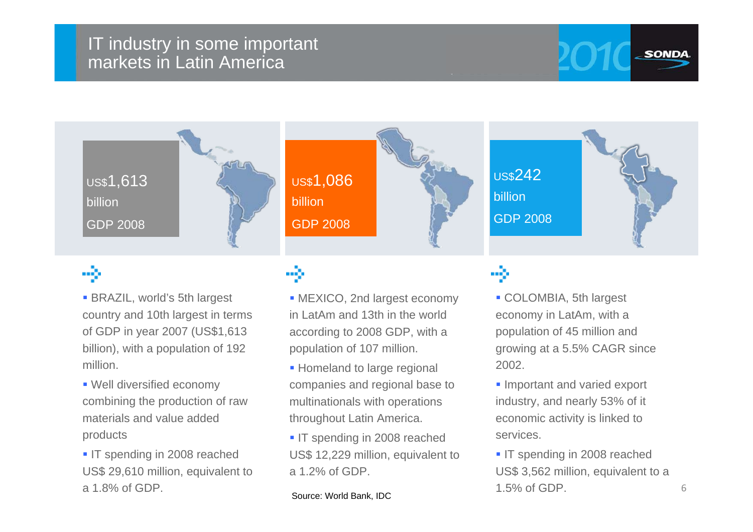# IT industry in some important markets in Latin America

**US$1,613 billion GDP 2008**

- BRAZIL, world's 5th largest country and 10th largest in terms of GDP in year 2007 (US$1,613 billion), with a population of 192 million.
- Well diversified economy combining the production of raw materials and value added products
- IT spending in 2008 reached US$ 29,610 million, equivalent to a 1.8% of GDP.

**US$1,086 billion GDP 2008**

- MEXICO, 2nd largest economy in LatAm and 13th in the world according to 2008 GDP, with a population of 107 million.
- Homeland to large regional companies and regional base to multinationals with operations throughout Latin America.
- IT spending in 2008 reached US$ 12,229 million, equivalent to a 1.2% of GDP.

**US$242 billion GDP 2008**

- COLOMBIA, 5th largest economy in LatAm, with a population of 45 million and growing at a 5.5% CAGR since 2002.
- Important and varied export industry, and nearly 53% of it economic activity is linked to services.
- IT spending in 2008 reached US$ 3,562 million, equivalent to a 1.5% of GDP.

Source: World Bank, IDC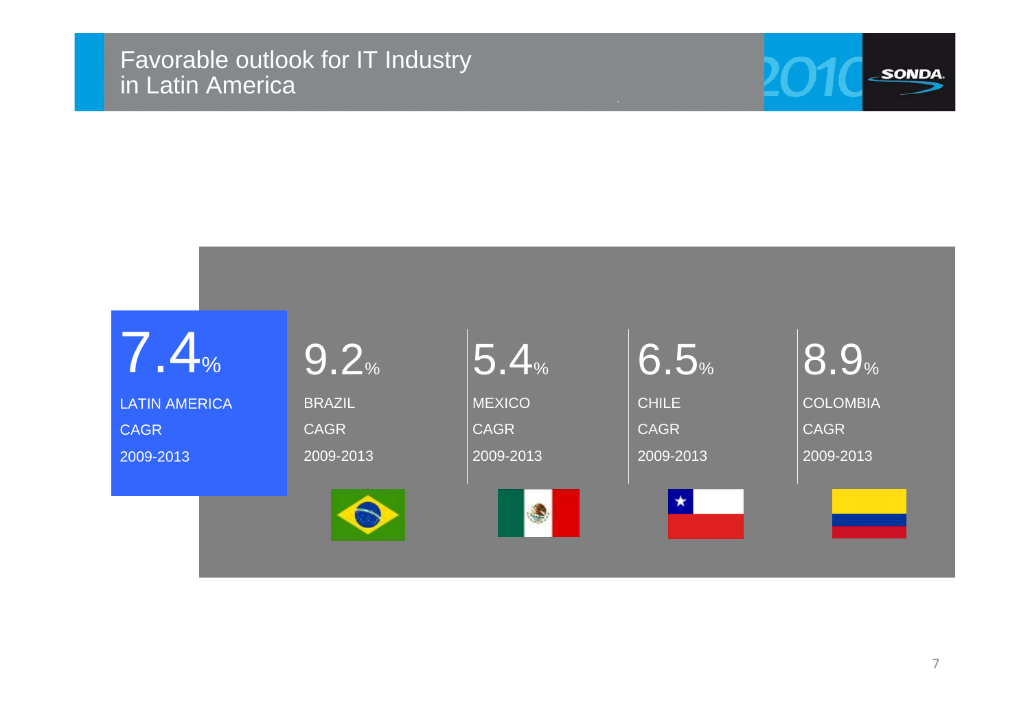# Favorable outlook for IT Industry in Latin America

| 7.4% | 9.2% | 5.4% | 6.5% | 8.9% |
| --- | --- | --- | --- | --- |
| LATIN AMERICA | BRAZIL | MEXICO | CHILE | COLOMBIA |
| CAGR | CAGR | CAGR | CAGR | CAGR |
| 2009-2013 | 2009-2013 | 2009-2013 | 2009-2013 | 2009-2013 |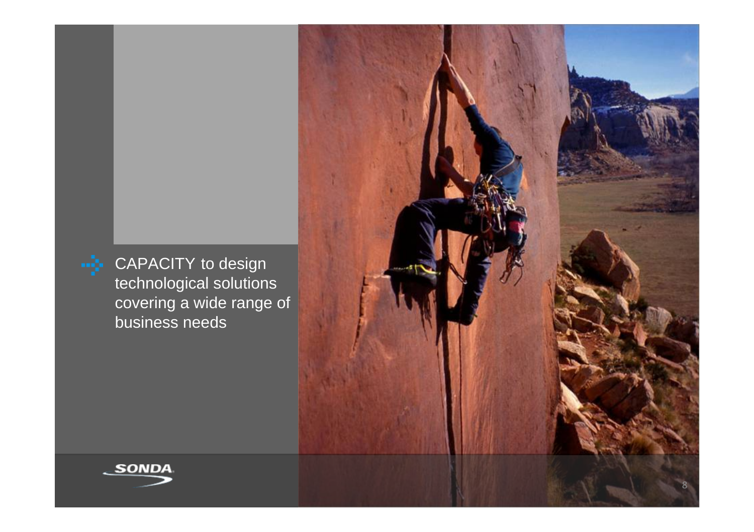- CAPACITY to design technological solutions covering a wide range of business needs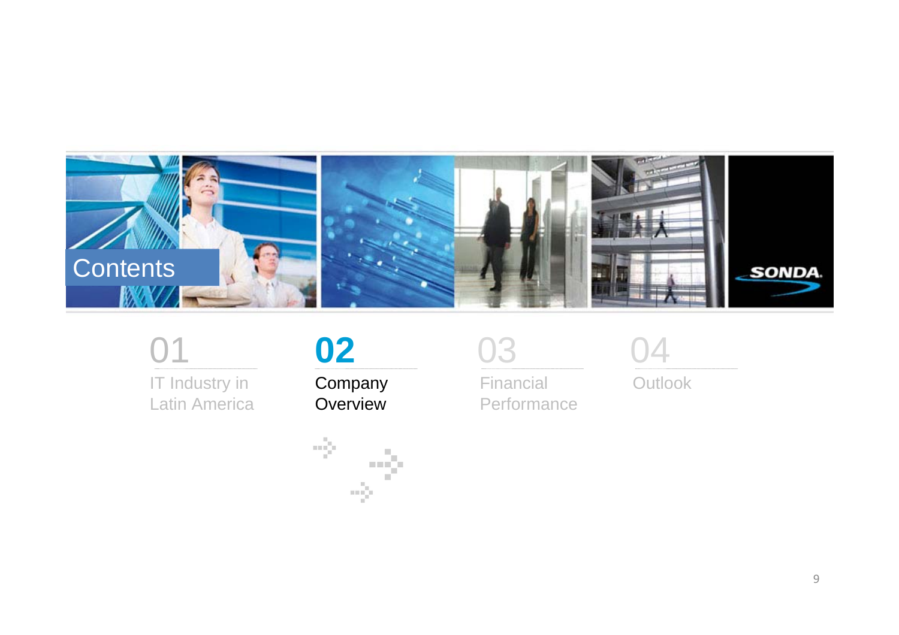# Contents

01
IT Industry in Latin America

**02**
**Company Overview**

03
Financial Performance

04
Outlook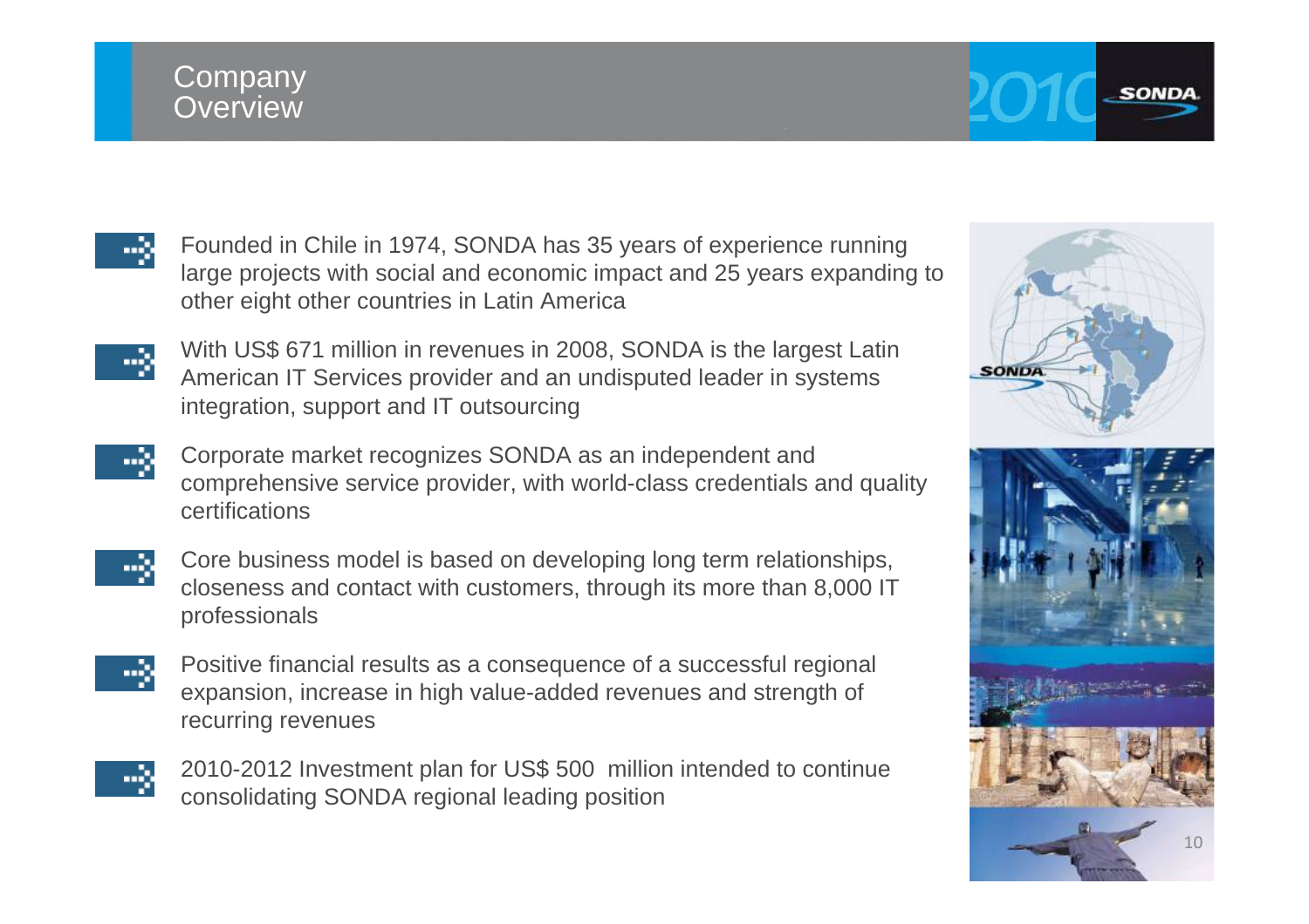# Company Overview

- Founded in Chile in 1974, SONDA has 35 years of experience running large projects with social and economic impact and 25 years expanding to other eight other countries in Latin America
- With US$ 671 million in revenues in 2008, SONDA is the largest Latin American IT Services provider and an undisputed leader in systems integration, support and IT outsourcing
- Corporate market recognizes SONDA as an independent and comprehensive service provider, with world-class credentials and quality certifications
- Core business model is based on developing long term relationships, closeness and contact with customers, through its more than 8,000 IT professionals
- Positive financial results as a consequence of a successful regional expansion, increase in high value-added revenues and strength of recurring revenues
- 2010-2012 Investment plan for US$ 500 million intended to continue consolidating SONDA regional leading position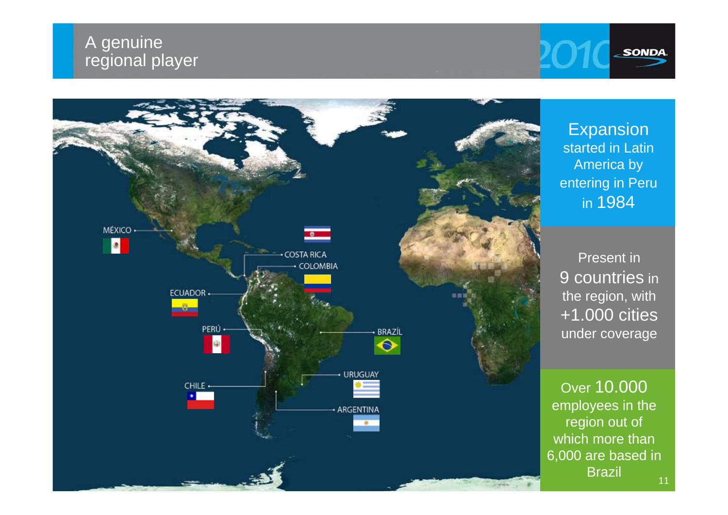# A genuine regional player

MÉXICO

COSTA RICA

COLOMBIA

ECUADOR

PERÚ

BRAZÍL

CHILE

URUGUAY

ARGENTINA

Expansion started in Latin America by entering in Peru in 1984

Present in 9 countries in the region, with +1.000 cities under coverage

Over 10.000 employees in the region out of which more than 6,000 are based in Brazil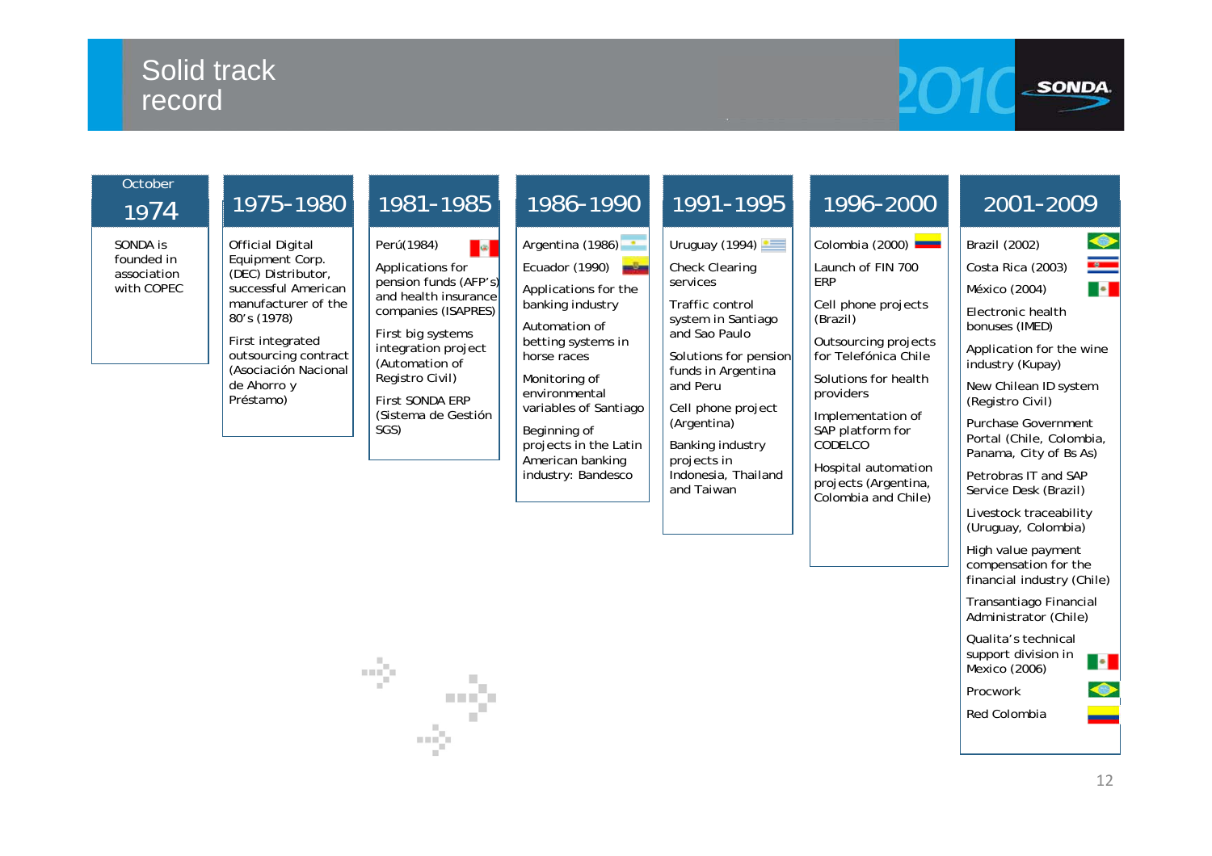# Solid track record

## October 1974

SONDA is founded in association with COPEC

## 1975-1980

Official Digital Equipment Corp. (DEC) Distributor, successful American manufacturer of the 80's (1978)

First integrated outsourcing contract (Asociación Nacional de Ahorro y Préstamo)

## 1981-1985

Perú(1984)

Applications for pension funds (AFP's) and health insurance companies (ISAPRES)

First big systems integration project (Automation of Registro Civil)

First SONDA ERP (Sistema de Gestión SGS)

## 1986-1990

Argentina (1986)

Ecuador (1990)

Applications for the banking industry

Automation of betting systems in horse races

Monitoring of environmental variables of Santiago

Beginning of projects in the Latin American banking industry: Bandesco

## 1991-1995

Uruguay (1994)

Check Clearing services

Traffic control system in Santiago and Sao Paulo

Solutions for pension funds in Argentina and Peru

Cell phone project (Argentina)

Banking industry projects in Indonesia, Thailand and Taiwan

## 1996-2000

Colombia (2000)

Launch of FIN 700 ERP

Cell phone projects (Brazil)

Outsourcing projects for Telefónica Chile

Solutions for health providers

Implementation of SAP platform for CODELCO

Hospital automation projects (Argentina, Colombia and Chile)

## 2001-2009

Brazil (2002)

Costa Rica (2003)

México (2004)

Electronic health bonuses (IMED)

Application for the wine industry (Kupay)

New Chilean ID system (Registro Civil)

Purchase Government Portal (Chile, Colombia, Panama, City of Bs As)

Petrobras IT and SAP Service Desk (Brazil)

Livestock traceability (Uruguay, Colombia)

High value payment compensation for the financial industry (Chile)

Transantiago Financial Administrator (Chile)

Qualita's technical support division in Mexico (2006)

Procwork

Red Colombia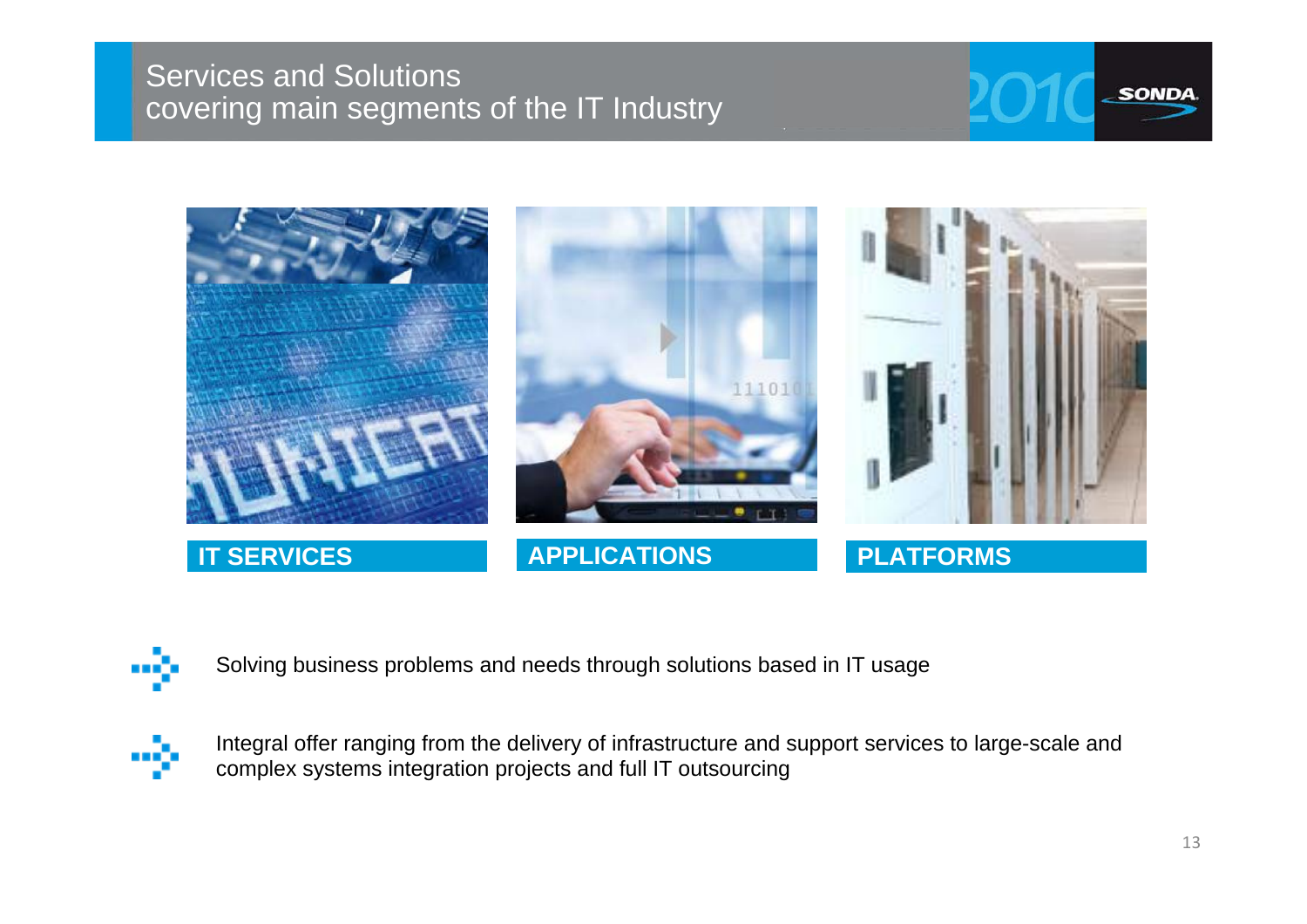# Services and Solutions covering main segments of the IT Industry

**IT SERVICES**

**APPLICATIONS**

**PLATFORMS**

- Solving business problems and needs through solutions based in IT usage
- Integral offer ranging from the delivery of infrastructure and support services to large-scale and complex systems integration projects and full IT outsourcing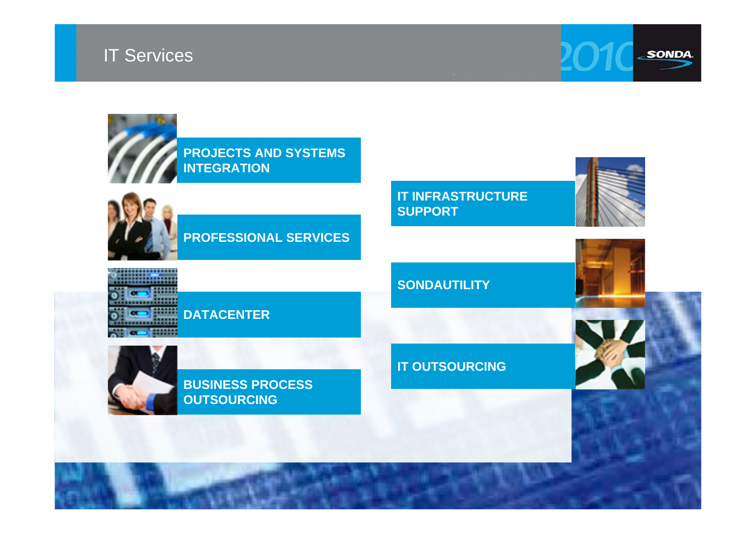# IT Services

- PROJECTS AND SYSTEMS INTEGRATION
- PROFESSIONAL SERVICES
- DATACENTER
- BUSINESS PROCESS OUTSOURCING
- IT INFRASTRUCTURE SUPPORT
- SONDAUTILITY
- IT OUTSOURCING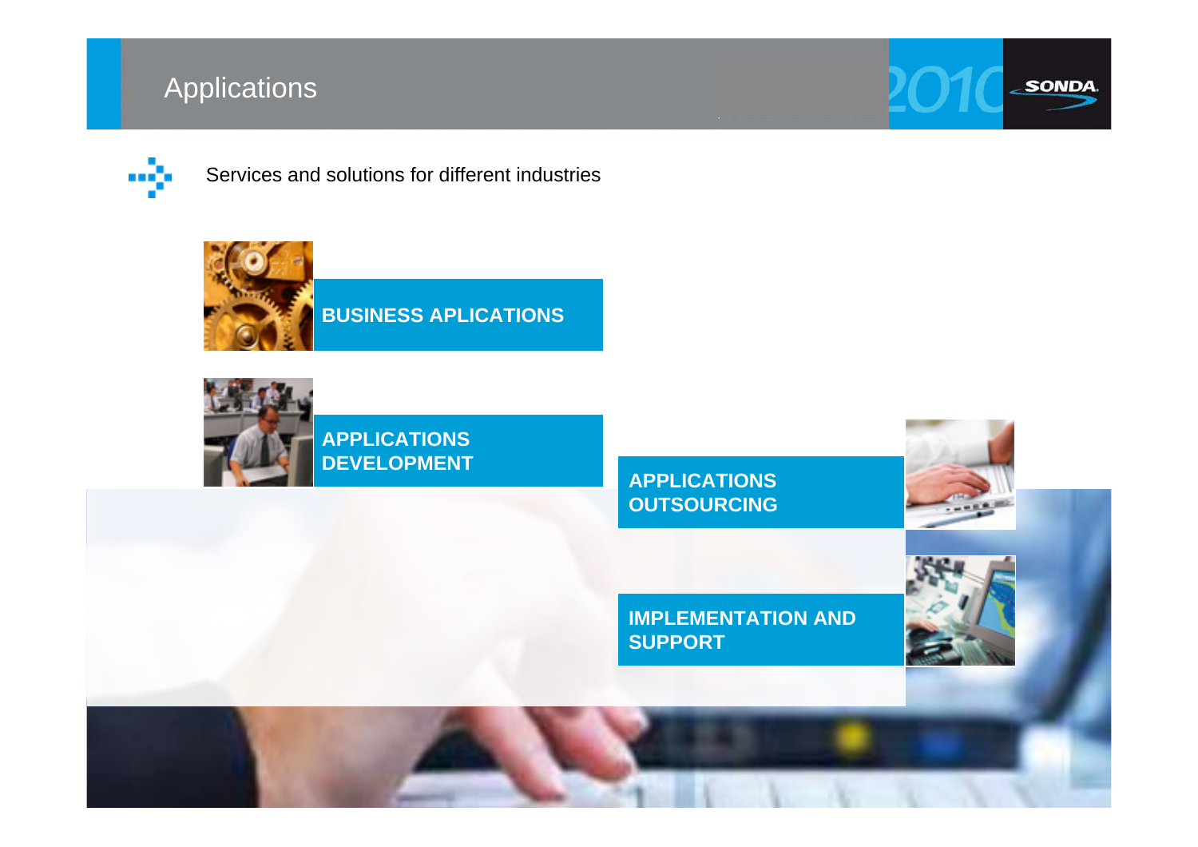# Applications

Services and solutions for different industries

**BUSINESS APLICATIONS**

**APPLICATIONS DEVELOPMENT**

**APPLICATIONS OUTSOURCING**

**IMPLEMENTATION AND SUPPORT**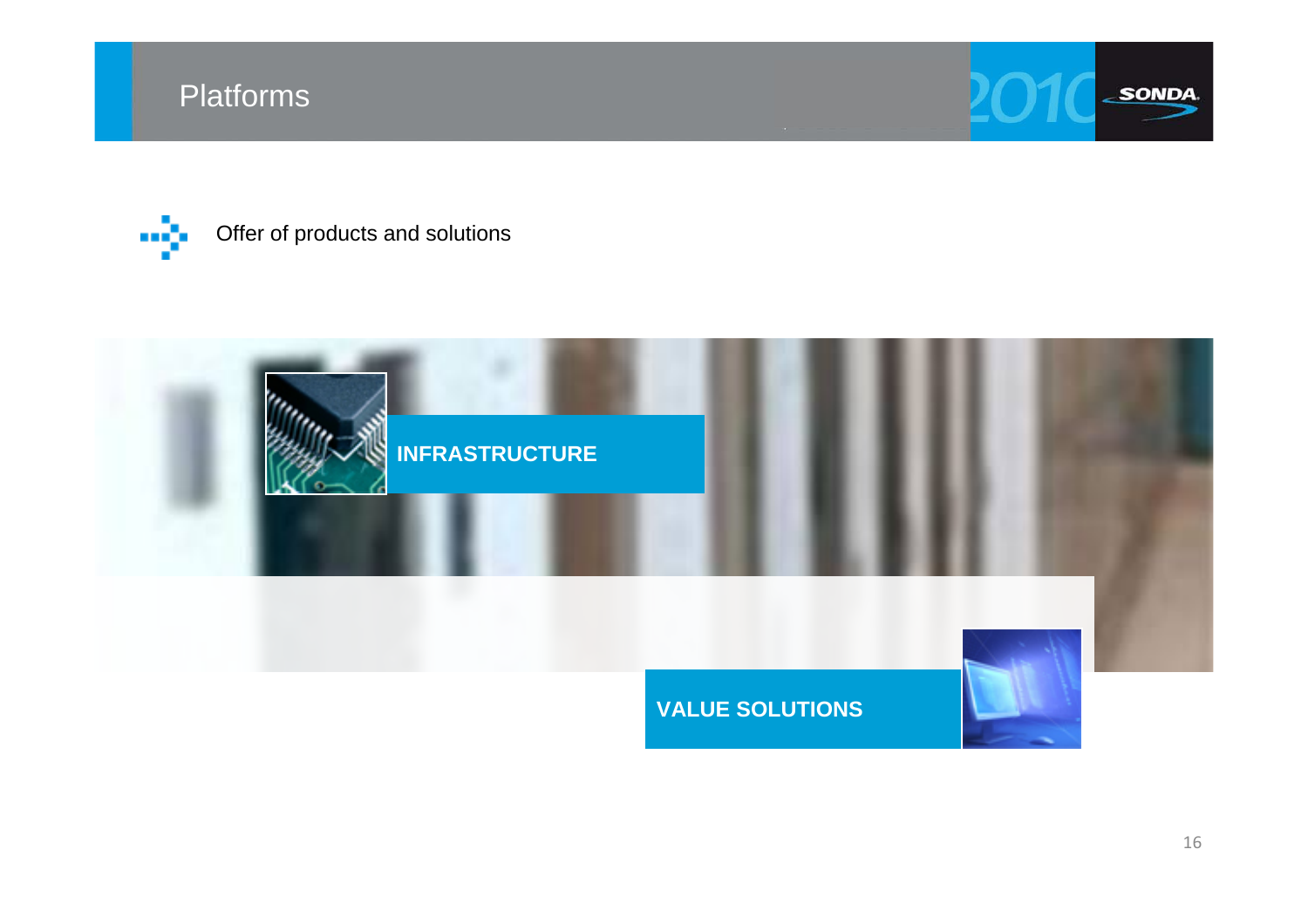# Platforms

Offer of products and solutions

**INFRASTRUCTURE**

**VALUE SOLUTIONS**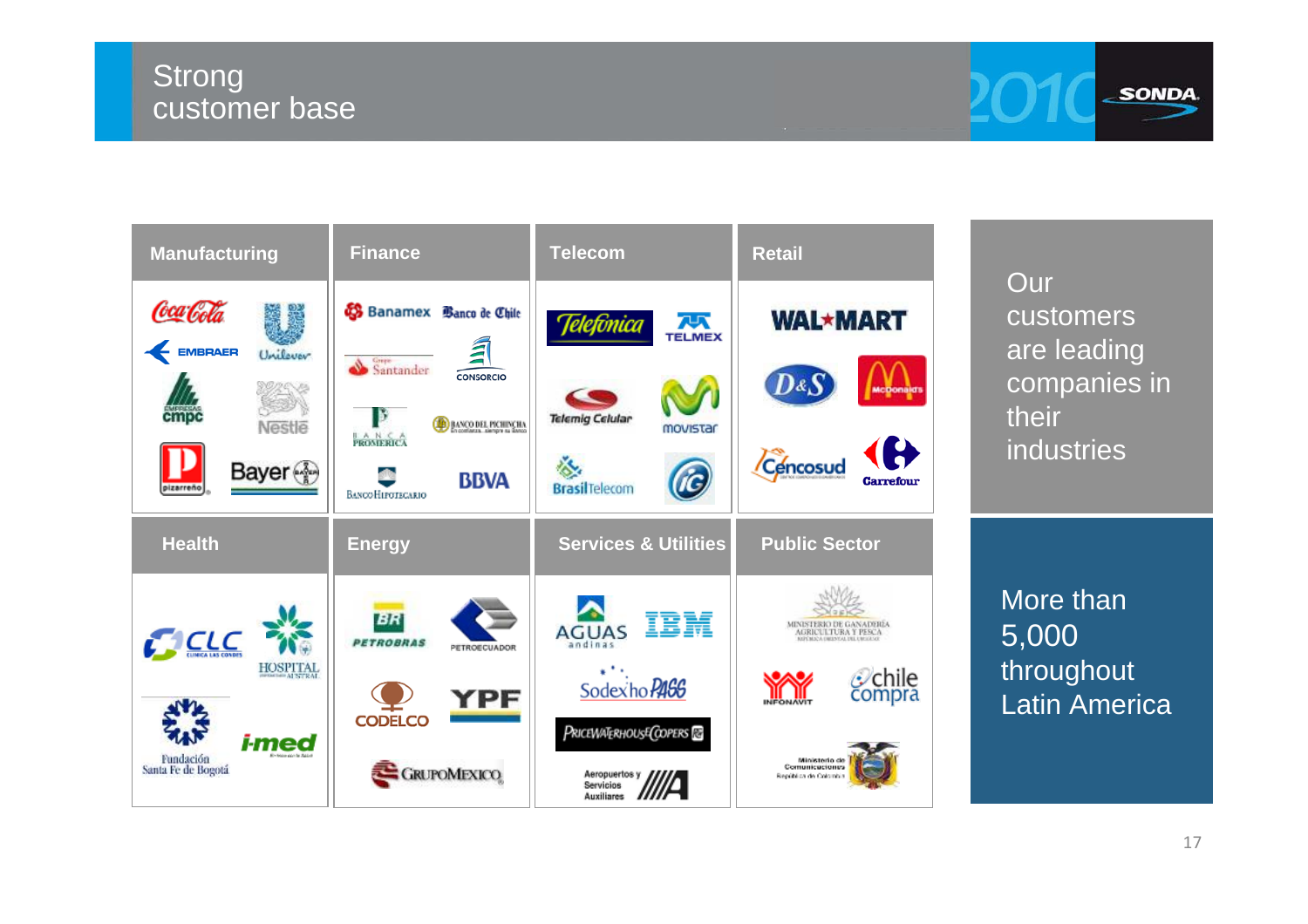# Strong customer base

| Manufacturing | Finance | Telecom | Retail |
|---|---|---|---|
| Coca-Cola, Unilever, Embraer, CMPC, Nestlé, Pizarreño, Bayer | Banamex, Banco de Chile, Grupo Santander, Consorcio, Banca Promerica, Banco del Pichincha, Banco Hipotecario, BBVA | Telefónica, Telmex, Telemig Celular, movistar, Brasil Telecom, iG | Wal*Mart, D&S, McDonald's, Cencosud, Carrefour |

| Health | Energy | Services & Utilities | Public Sector |
|---|---|---|---|
| CLC Clínica Las Condes, Hospital Austral, Fundación Santa Fe de Bogotá, i-med | Petrobras, Petroecuador, Codelco, YPF, Grupo México | Aguas Andinas, IBM, Sodexho Pass, PricewaterhouseCoopers, Aeropuertos y Servicios Auxiliares | Ministerio de Ganadería Agricultura y Pesca, Infonavit, ChileCompra, Ministerio de Comunicaciones República de Colombia |

Our customers are leading companies in their industries

More than 5,000 throughout Latin America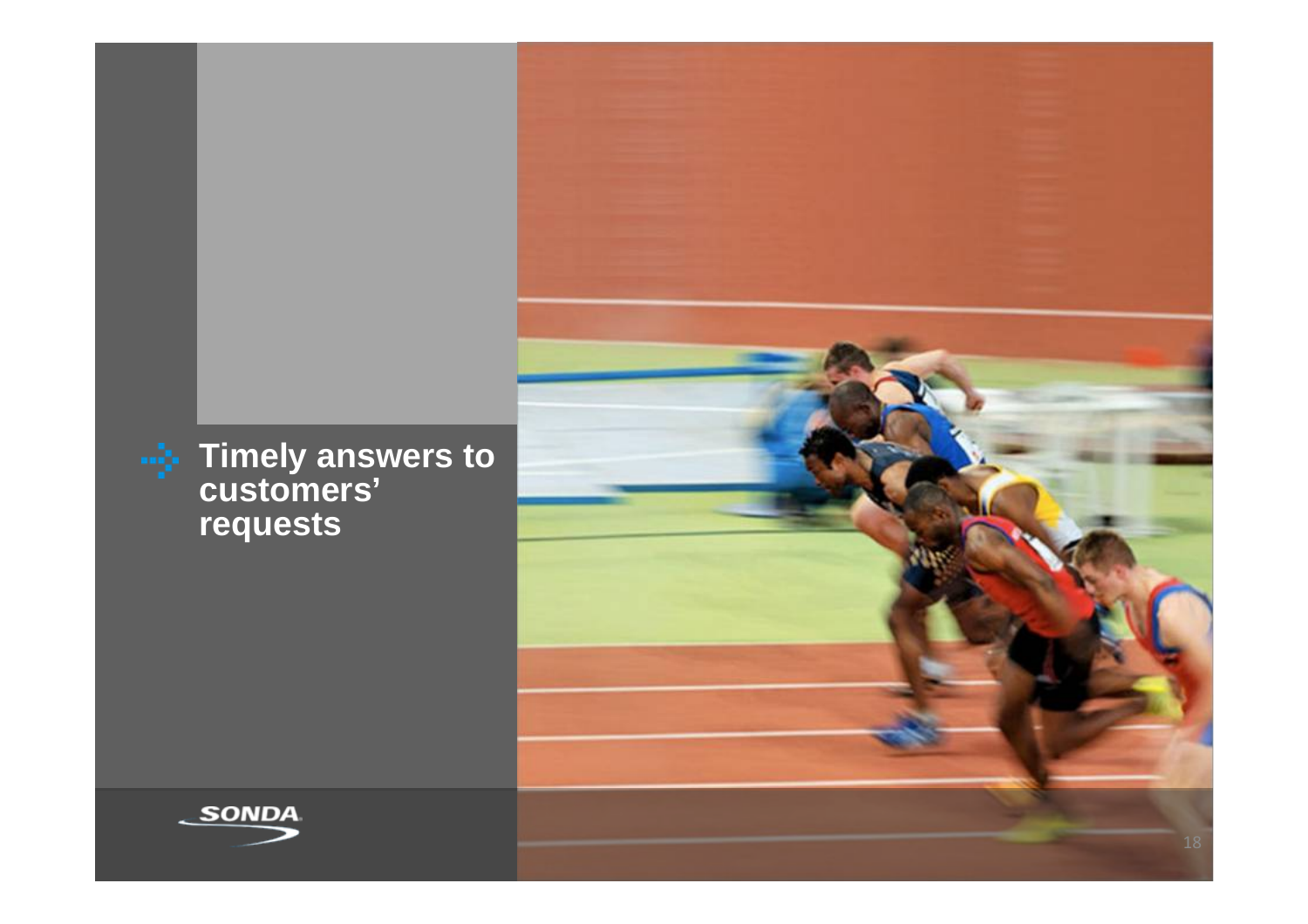- **Timely answers to customers' requests**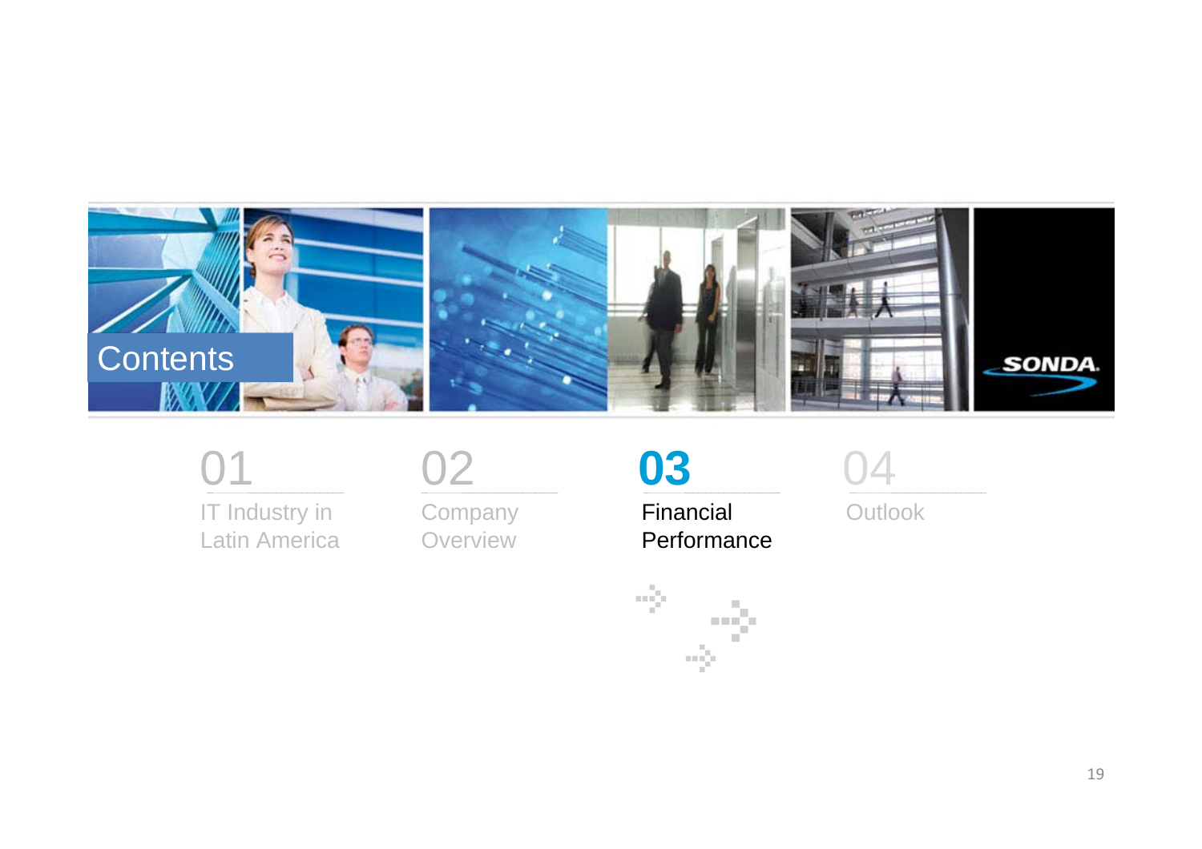# Contents

01
IT Industry in Latin America

02
Company Overview

**03**
**Financial Performance**

04
Outlook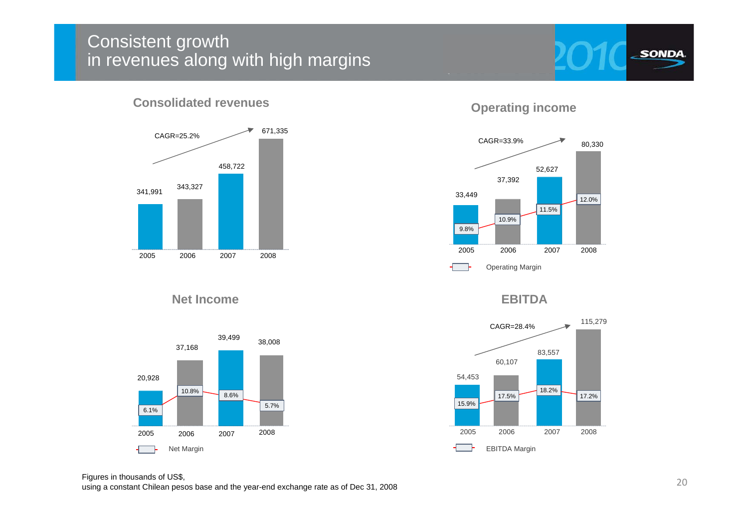# Consistent growth in revenues along with high margins

## Consolidated revenues

CAGR=25.2%

| Year | Revenues |
|---|---|
| 2005 | 341,991 |
| 2006 | 343,327 |
| 2007 | 458,722 |
| 2008 | 671,335 |

## Operating income

CAGR=33.9%

| Year | Operating income | Operating Margin |
|---|---|---|
| 2005 | 33,449 | 9.8% |
| 2006 | 37,392 | 10.9% |
| 2007 | 52,627 | 11.5% |
| 2008 | 80,330 | 12.0% |

## Net Income

| Year | Net Income | Net Margin |
|---|---|---|
| 2005 | 20,928 | 6.1% |
| 2006 | 37,168 | 10.8% |
| 2007 | 39,499 | 8.6% |
| 2008 | 38,008 | 5.7% |

## EBITDA

CAGR=28.4%

| Year | EBITDA | EBITDA Margin |
|---|---|---|
| 2005 | 54,453 | 15.9% |
| 2006 | 60,107 | 17.5% |
| 2007 | 83,557 | 18.2% |
| 2008 | 115,279 | 17.2% |

Figures in thousands of US$,
using a constant Chilean pesos base and the year-end exchange rate as of Dec 31, 2008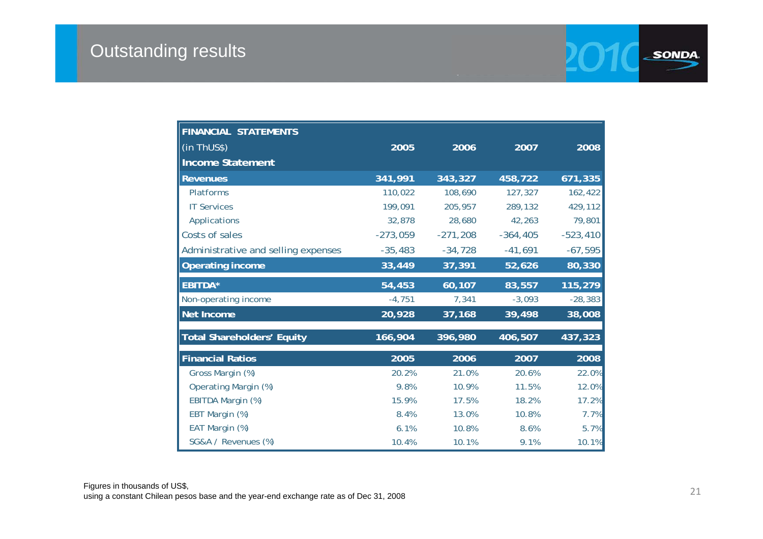# Outstanding results

| FINANCIAL STATEMENTS (in ThUS$) | 2005 | 2006 | 2007 | 2008 |
|---|---|---|---|---|
| **Income Statement** | | | | |
| **Revenues** | **341,991** | **343,327** | **458,722** | **671,335** |
| Platforms | 110,022 | 108,690 | 127,327 | 162,422 |
| IT Services | 199,091 | 205,957 | 289,132 | 429,112 |
| Applications | 32,878 | 28,680 | 42,263 | 79,801 |
| Costs of sales | -273,059 | -271,208 | -364,405 | -523,410 |
| Administrative and selling expenses | -35,483 | -34,728 | -41,691 | -67,595 |
| **Operating income** | **33,449** | **37,391** | **52,626** | **80,330** |
| **EBITDA*** | **54,453** | **60,107** | **83,557** | **115,279** |
| Non-operating income | -4,751 | 7,341 | -3,093 | -28,383 |
| **Net Income** | **20,928** | **37,168** | **39,498** | **38,008** |
| **Total Shareholders' Equity** | **166,904** | **396,980** | **406,507** | **437,323** |
| **Financial Ratios** | **2005** | **2006** | **2007** | **2008** |
| Gross Margin (%) | 20.2% | 21.0% | 20.6% | 22.0% |
| Operating Margin (%) | 9.8% | 10.9% | 11.5% | 12.0% |
| EBITDA Margin (%) | 15.9% | 17.5% | 18.2% | 17.2% |
| EBT Margin (%) | 8.4% | 13.0% | 10.8% | 7.7% |
| EAT Margin (%) | 6.1% | 10.8% | 8.6% | 5.7% |
| SG&A / Revenues (%) | 10.4% | 10.1% | 9.1% | 10.1% |

Figures in thousands of US$,
using a constant Chilean pesos base and the year-end exchange rate as of Dec 31, 2008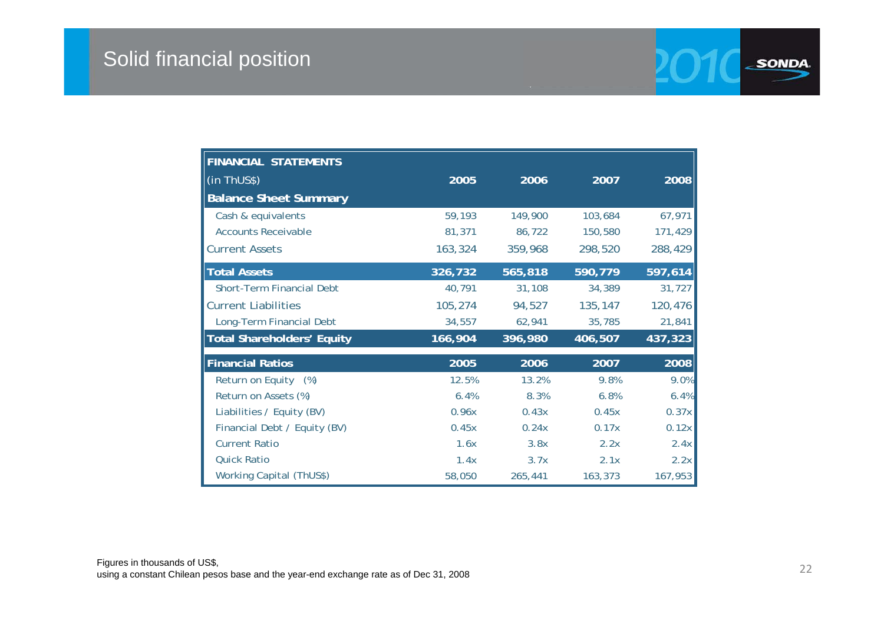# Solid financial position

| FINANCIAL STATEMENTS | | | | |
|---|---|---|---|---|
| (in ThUS$) | 2005 | 2006 | 2007 | 2008 |
| **Balance Sheet Summary** | | | | |
| Cash & equivalents | 59,193 | 149,900 | 103,684 | 67,971 |
| Accounts Receivable | 81,371 | 86,722 | 150,580 | 171,429 |
| Current Assets | 163,324 | 359,968 | 298,520 | 288,429 |
| **Total Assets** | **326,732** | **565,818** | **590,779** | **597,614** |
| Short-Term Financial Debt | 40,791 | 31,108 | 34,389 | 31,727 |
| Current Liabilities | 105,274 | 94,527 | 135,147 | 120,476 |
| Long-Term Financial Debt | 34,557 | 62,941 | 35,785 | 21,841 |
| **Total Shareholders' Equity** | **166,904** | **396,980** | **406,507** | **437,323** |
| **Financial Ratios** | **2005** | **2006** | **2007** | **2008** |
| Return on Equity (%) | 12.5% | 13.2% | 9.8% | 9.0% |
| Return on Assets (%) | 6.4% | 8.3% | 6.8% | 6.4% |
| Liabilities / Equity (BV) | 0.96x | 0.43x | 0.45x | 0.37x |
| Financial Debt / Equity (BV) | 0.45x | 0.24x | 0.17x | 0.12x |
| Current Ratio | 1.6x | 3.8x | 2.2x | 2.4x |
| Quick Ratio | 1.4x | 3.7x | 2.1x | 2.2x |
| Working Capital (ThUS$) | 58,050 | 265,441 | 163,373 | 167,953 |

Figures in thousands of US$,
using a constant Chilean pesos base and the year-end exchange rate as of Dec 31, 2008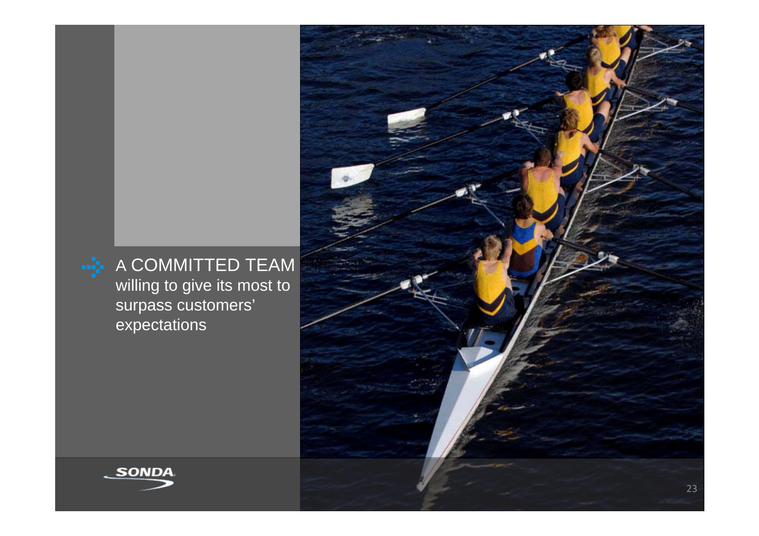A COMMITTED TEAM willing to give its most to surpass customers' expectations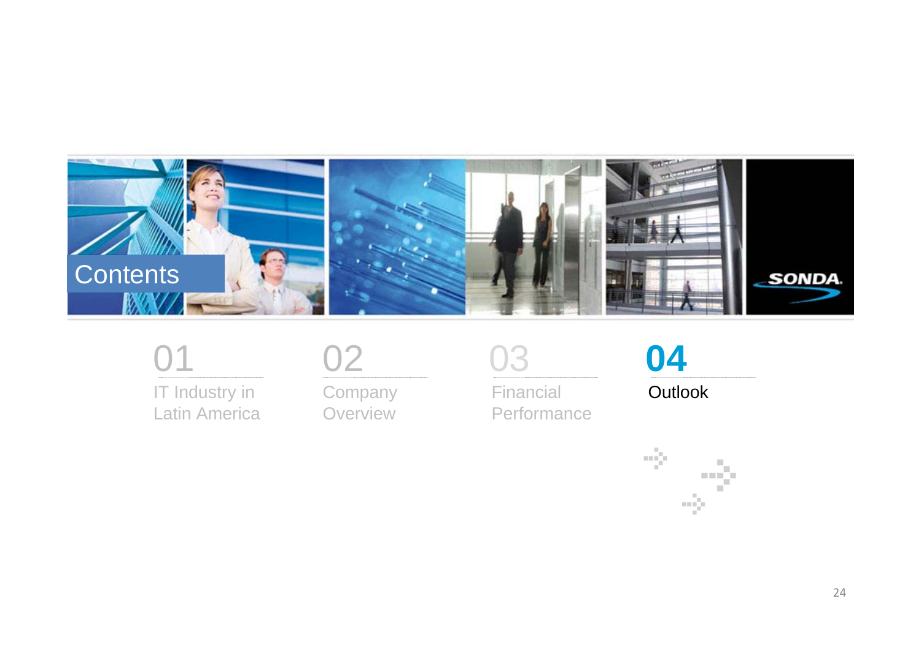# Contents

01 IT Industry in Latin America

02 Company Overview

03 Financial Performance

**04 Outlook**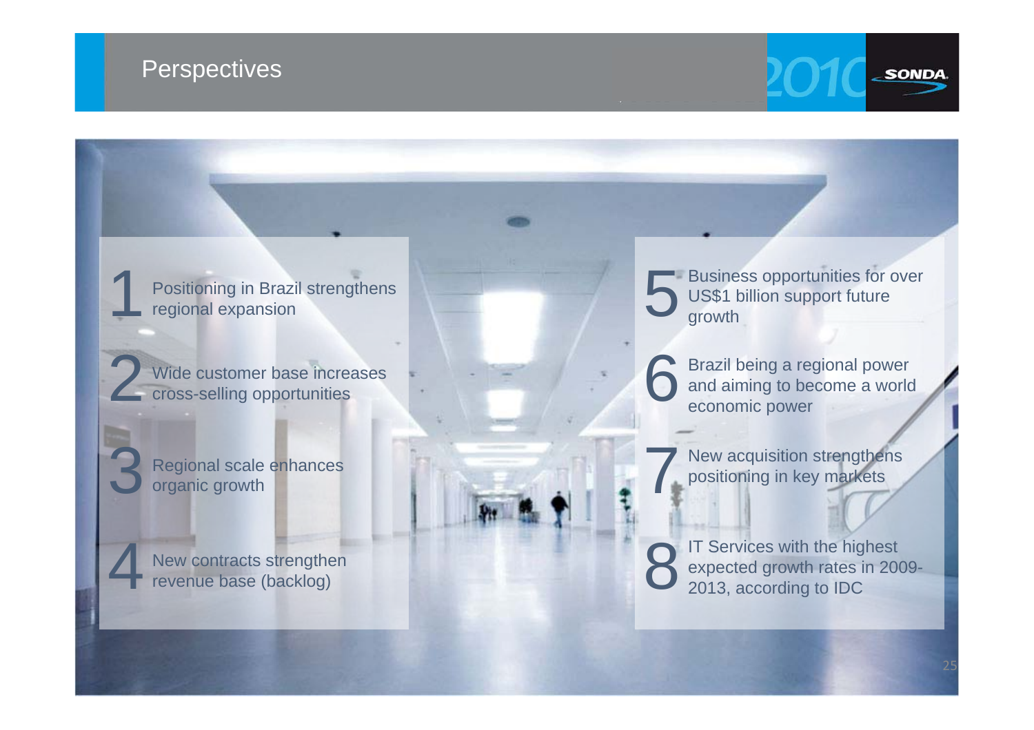# Perspectives

1. Positioning in Brazil strengthens regional expansion
2. Wide customer base increases cross-selling opportunities
3. Regional scale enhances organic growth
4. New contracts strengthen revenue base (backlog)
5. Business opportunities for over US$1 billion support future growth
6. Brazil being a regional power and aiming to become a world economic power
7. New acquisition strengthens positioning in key markets
8. IT Services with the highest expected growth rates in 2009-2013, according to IDC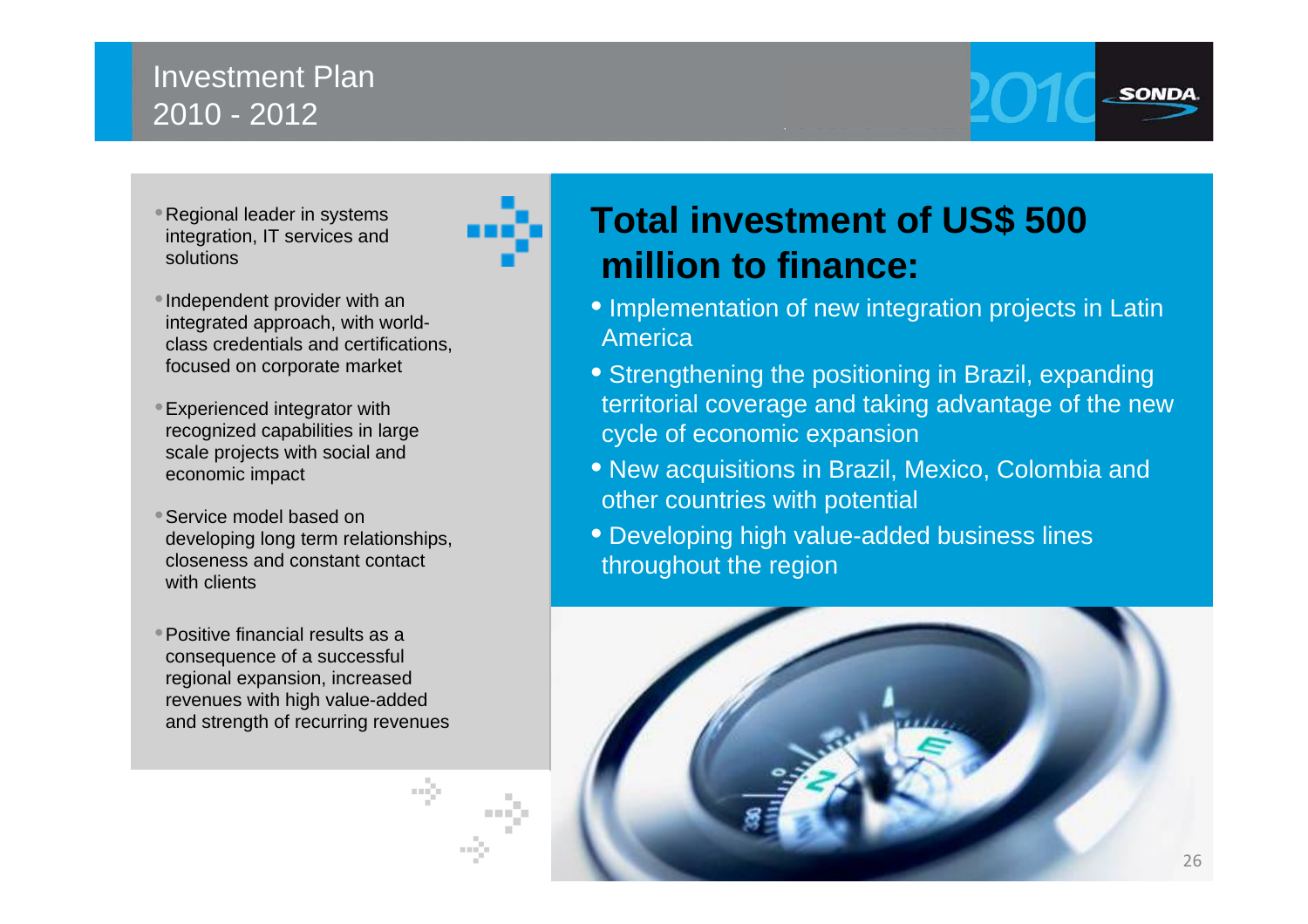# Investment Plan 2010 - 2012

- Regional leader in systems integration, IT services and solutions
- Independent provider with an integrated approach, with world-class credentials and certifications, focused on corporate market
- Experienced integrator with recognized capabilities in large scale projects with social and economic impact
- Service model based on developing long term relationships, closeness and constant contact with clients
- Positive financial results as a consequence of a successful regional expansion, increased revenues with high value-added and strength of recurring revenues

## Total investment of US$ 500 million to finance:

- Implementation of new integration projects in Latin America
- Strengthening the positioning in Brazil, expanding territorial coverage and taking advantage of the new cycle of economic expansion
- New acquisitions in Brazil, Mexico, Colombia and other countries with potential
- Developing high value-added business lines throughout the region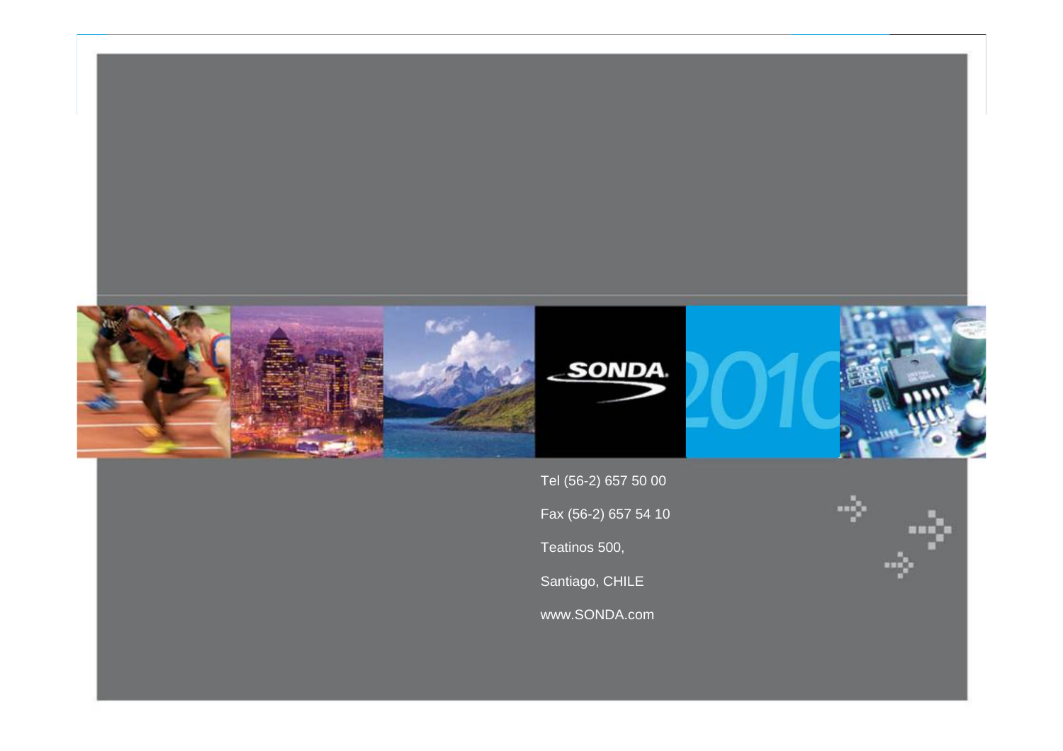SONDA

2010

Tel (56-2) 657 50 00

Fax (56-2) 657 54 10

Teatinos 500,

Santiago, CHILE

www.SONDA.com